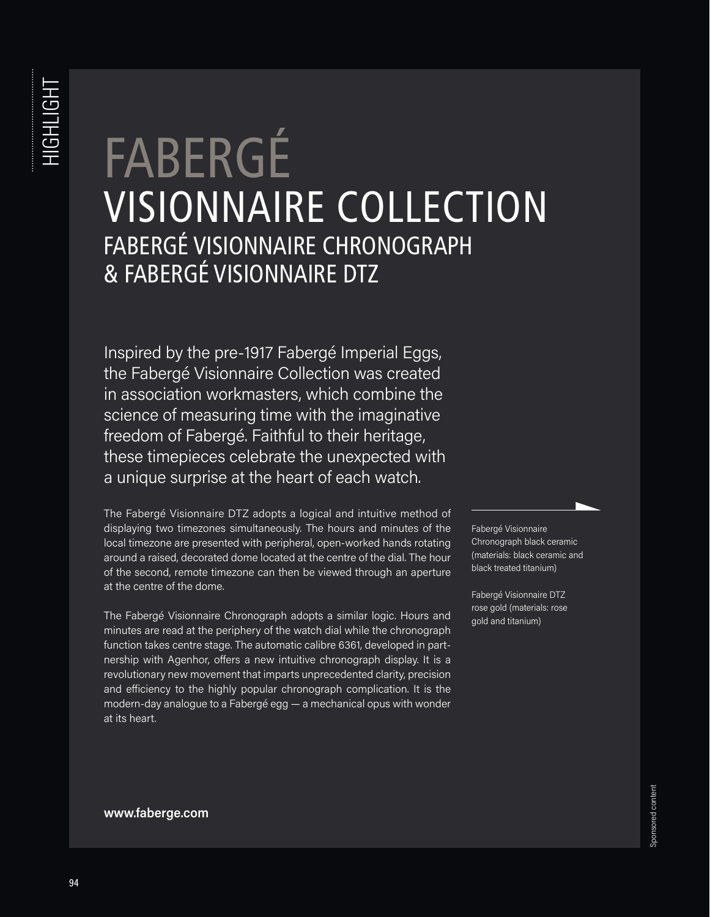# FABERGÉ

## VISIONNAIRE COLLECTION

### FABERGÉ VISIONNAIRE CHRONOGRAPH & FABERGÉ VISIONNAIRE DTZ

Inspired by the pre-1917 Fabergé Imperial Eggs, the Fabergé Visionnaire Collection was created in association workmasters, which combine the science of measuring time with the imaginative freedom of Fabergé. Faithful to their heritage, these timepieces celebrate the unexpected with a unique surprise at the heart of each watch.

The Fabergé Visionnaire DTZ adopts a logical and intuitive method of displaying two timezones simultaneously. The hours and minutes of the local timezone are presented with peripheral, open-worked hands rotating around a raised, decorated dome located at the centre of the dial. The hour of the second, remote timezone can then be viewed through an aperture at the centre of the dome.

The Fabergé Visionnaire Chronograph adopts a similar logic. Hours and minutes are read at the periphery of the watch dial while the chronograph function takes centre stage. The automatic calibre 6361, developed in partnership with Agenhor, offers a new intuitive chronograph display. It is a revolutionary new movement that imparts unprecedented clarity, precision and efficiency to the highly popular chronograph complication. It is the modern-day analogue to a Fabergé egg — a mechanical opus with wonder at its heart.

Fabergé Visionnaire Chronograph black ceramic (materials: black ceramic and black treated titanium)

Fabergé Visionnaire DTZ rose gold (materials: rose gold and titanium)

**www.faberge.com**

Sponsored content